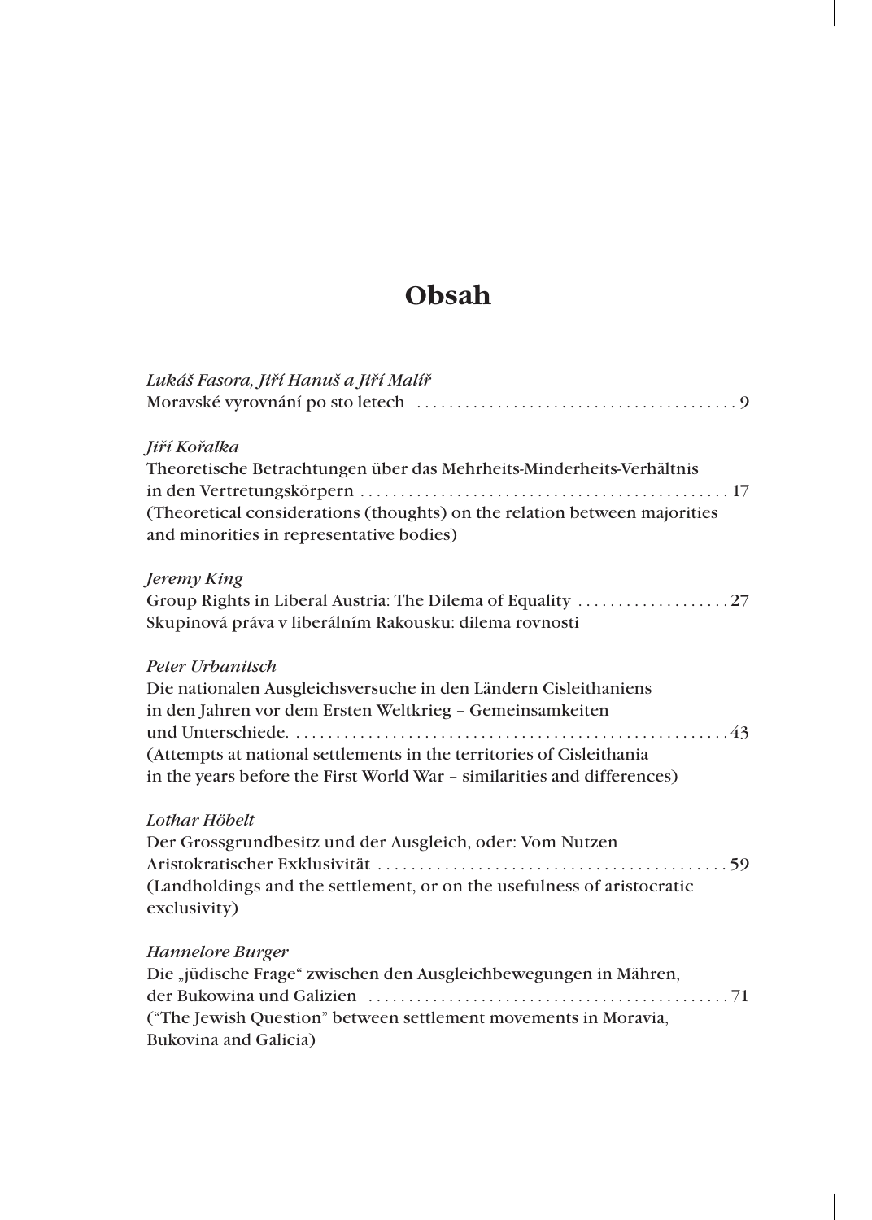# Obsah

*Lukáš Fasora, Jiří Hanuš a Jiří Malíř*
Moravské vyrovnání po sto letech ........................................ 9

*Jiří Kořalka*
Theoretische Betrachtungen über das Mehrheits-Minderheits-Verhältnis in den Vertretungskörpern .............................................. 17
(Theoretical considerations (thoughts) on the relation between majorities and minorities in representative bodies)

*Jeremy King*
Group Rights in Liberal Austria: The Dilema of Equality ................... 27
Skupinová práva v liberálním Rakousku: dilema rovnosti

*Peter Urbanitsch*
Die nationalen Ausgleichsversuche in den Ländern Cisleithaniens in den Jahren vor dem Ersten Weltkrieg – Gemeinsamkeiten und Unterschiede. ...................................................... 43
(Attempts at national settlements in the territories of Cisleithania in the years before the First World War – similarities and differences)

*Lothar Höbelt*
Der Grossgrundbesitz und der Ausgleich, oder: Vom Nutzen Aristokratischer Exklusivität .......................................... 59
(Landholdings and the settlement, or on the usefulness of aristocratic exclusivity)

*Hannelore Burger*
Die „jüdische Frage“ zwischen den Ausgleichbewegungen in Mähren, der Bukowina und Galizien ............................................ 71
("The Jewish Question" between settlement movements in Moravia, Bukovina and Galicia)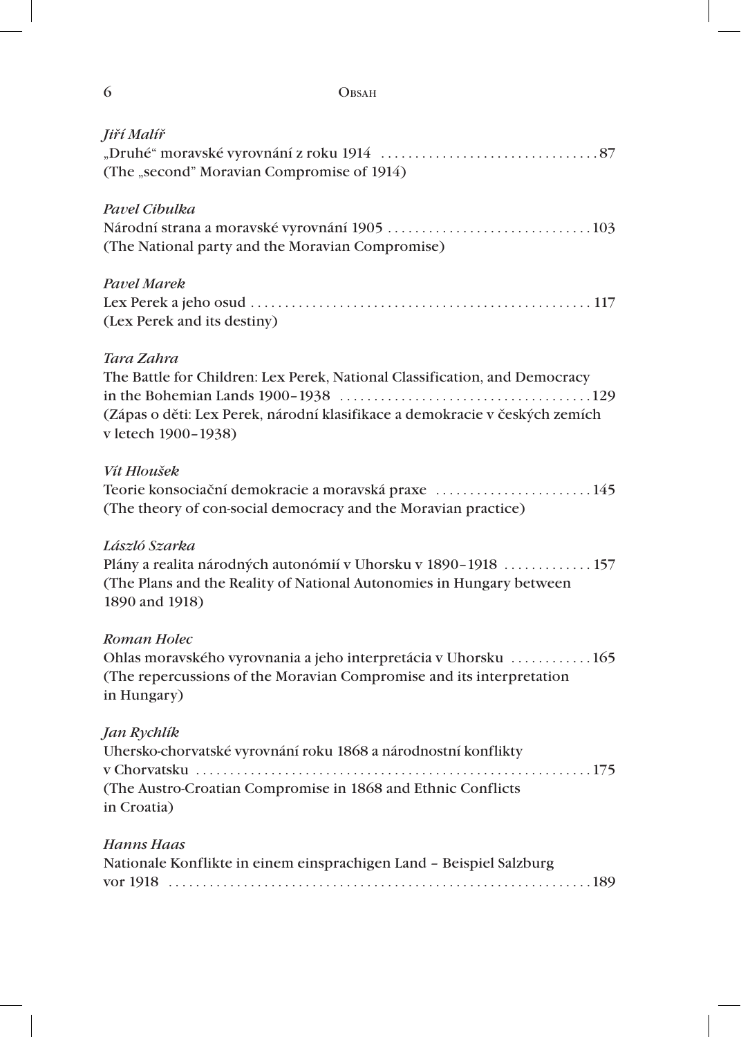*Jiří Malíř*
„Druhé“ moravské vyrovnání z roku 1914 . . . . . . . . . . . . . . . . . . . . . . . . . . . . . . . . 87
(The „second” Moravian Compromise of 1914)

*Pavel Cibulka*
Národní strana a moravské vyrovnání 1905 . . . . . . . . . . . . . . . . . . . . . . . . . . . . . . 103
(The National party and the Moravian Compromise)

*Pavel Marek*
Lex Perek a jeho osud . . . . . . . . . . . . . . . . . . . . . . . . . . . . . . . . . . . . . . . . . . . . . . . . . . 117
(Lex Perek and its destiny)

*Tara Zahra*
The Battle for Children: Lex Perek, National Classification, and Democracy in the Bohemian Lands 1900–1938 . . . . . . . . . . . . . . . . . . . . . . . . . . . . . . . . . . . . . 129
(Zápas o děti: Lex Perek, národní klasifikace a demokracie v českých zemích v letech 1900–1938)

*Vít Hloušek*
Teorie konsociační demokracie a moravská praxe . . . . . . . . . . . . . . . . . . . . . . . 145
(The theory of con-social democracy and the Moravian practice)

*László Szarka*
Plány a realita národných autonómií v Uhorsku v 1890–1918 . . . . . . . . . . . . . 157
(The Plans and the Reality of National Autonomies in Hungary between 1890 and 1918)

*Roman Holec*
Ohlas moravského vyrovnania a jeho interpretácia v Uhorsku . . . . . . . . . . . . 165
(The repercussions of the Moravian Compromise and its interpretation in Hungary)

*Jan Rychlík*
Uhersko-chorvatské vyrovnání roku 1868 a národnostní konflikty v Chorvatsku . . . . . . . . . . . . . . . . . . . . . . . . . . . . . . . . . . . . . . . . . . . . . . . . . . . . . . . . . . 175
(The Austro-Croatian Compromise in 1868 and Ethnic Conflicts in Croatia)

*Hanns Haas*
Nationale Konflikte in einem einsprachigen Land – Beispiel Salzburg vor 1918 . . . . . . . . . . . . . . . . . . . . . . . . . . . . . . . . . . . . . . . . . . . . . . . . . . . . . . . . . . . . . 189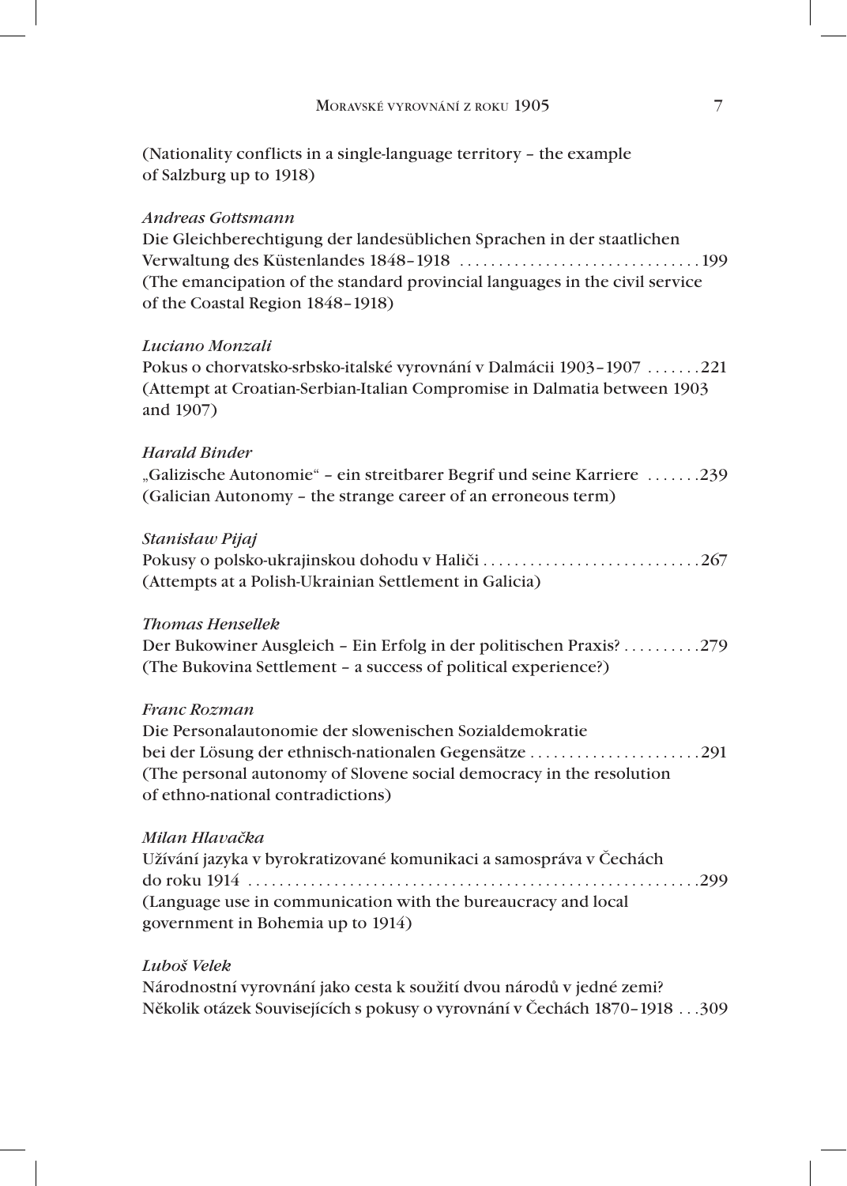(Nationality conflicts in a single-language territory – the example of Salzburg up to 1918)

*Andreas Gottsmann*
Die Gleichberechtigung der landesüblichen Sprachen in der staatlichen Verwaltung des Küstenlandes 1848–1918 . . . . . . . . . . . . . . . . . . . . . . . . . . . . . . . 199
(The emancipation of the standard provincial languages in the civil service of the Coastal Region 1848–1918)

*Luciano Monzali*
Pokus o chorvatsko-srbsko-italské vyrovnání v Dalmácii 1903–1907 . . . . . . . 221
(Attempt at Croatian-Serbian-Italian Compromise in Dalmatia between 1903 and 1907)

*Harald Binder*
„Galizische Autonomie" – ein streitbarer Begrif und seine Karriere . . . . . . . 239
(Galician Autonomy – the strange career of an erroneous term)

*Stanisław Pijaj*
Pokusy o polsko-ukrajinskou dohodu v Haliči . . . . . . . . . . . . . . . . . . . . . . . . . . . . 267
(Attempts at a Polish-Ukrainian Settlement in Galicia)

*Thomas Hensellek*
Der Bukowiner Ausgleich – Ein Erfolg in der politischen Praxis? . . . . . . . . . . 279
(The Bukovina Settlement – a success of political experience?)

*Franc Rozman*
Die Personalautonomie der slowenischen Sozialdemokratie bei der Lösung der ethnisch-nationalen Gegensätze . . . . . . . . . . . . . . . . . . . . . . 291
(The personal autonomy of Slovene social democracy in the resolution of ethno-national contradictions)

*Milan Hlavačka*
Užívání jazyka v byrokratizované komunikaci a samospráva v Čechách do roku 1914 . . . . . . . . . . . . . . . . . . . . . . . . . . . . . . . . . . . . . . . . . . . . . . . . . . . . . . . . 299
(Language use in communication with the bureaucracy and local government in Bohemia up to 1914)

*Luboš Velek*
Národnostní vyrovnání jako cesta k soužití dvou národů v jedné zemi? Několik otázek Souvisejících s pokusy o vyrovnání v Čechách 1870–1918 . . . 309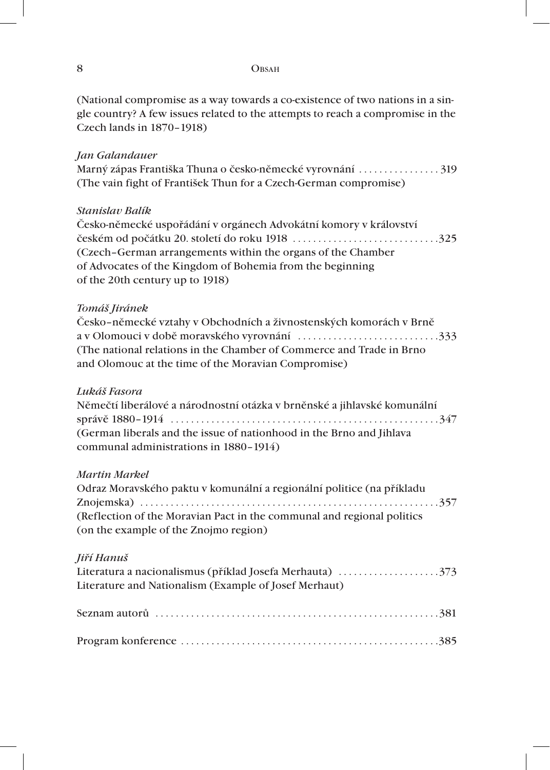(National compromise as a way towards a co-existence of two nations in a single country? A few issues related to the attempts to reach a compromise in the Czech lands in 1870–1918)

*Jan Galandauer*
Marný zápas Františka Thuna o česko-německé vyrovnání . . . . . . . . . . . . . . . . 319
(The vain fight of František Thun for a Czech-German compromise)

*Stanislav Balík*
Česko-německé uspořádání v orgánech Advokátní komory v království českém od počátku 20. století do roku 1918 . . . . . . . . . . . . . . . . . . . . . . . . . . . . .325
(Czech–German arrangements within the organs of the Chamber of Advocates of the Kingdom of Bohemia from the beginning of the 20th century up to 1918)

*Tomáš Jiránek*
Česko–německé vztahy v Obchodních a živnostenských komorách v Brně a v Olomouci v době moravského vyrovnání . . . . . . . . . . . . . . . . . . . . . . . . . . . .333
(The national relations in the Chamber of Commerce and Trade in Brno and Olomouc at the time of the Moravian Compromise)

*Lukáš Fasora*
Němečtí liberálové a národnostní otázka v brněnské a jihlavské komunální správě 1880–1914 . . . . . . . . . . . . . . . . . . . . . . . . . . . . . . . . . . . . . . . . . . . . . . . . . . . .347
(German liberals and the issue of nationhood in the Brno and Jihlava communal administrations in 1880–1914)

*Martin Markel*
Odraz Moravského paktu v komunální a regionální politice (na příkladu Znojemska) . . . . . . . . . . . . . . . . . . . . . . . . . . . . . . . . . . . . . . . . . . . . . . . . . . . . . . . .357
(Reflection of the Moravian Pact in the communal and regional politics (on the example of the Znojmo region)

*Jiří Hanuš*
Literatura a nacionalismus (příklad Josefa Merhauta) . . . . . . . . . . . . . . . . . . . .373
Literature and Nationalism (Example of Josef Merhaut)

Seznam autorů . . . . . . . . . . . . . . . . . . . . . . . . . . . . . . . . . . . . . . . . . . . . . . . . . . . . . . .381

Program konference . . . . . . . . . . . . . . . . . . . . . . . . . . . . . . . . . . . . . . . . . . . . . . . . . .385